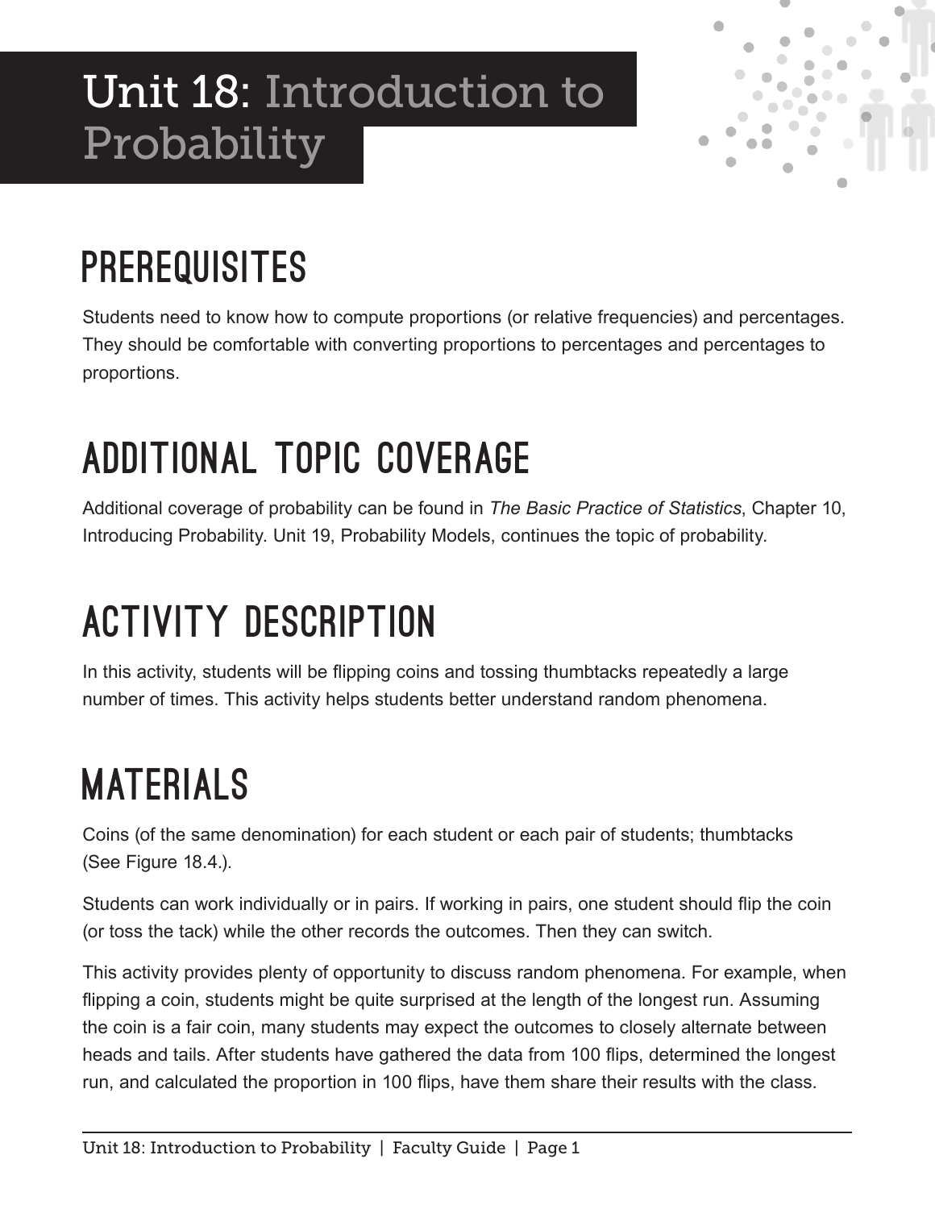# Unit 18: Introduction to Probability

## PREREQUISITES

Students need to know how to compute proportions (or relative frequencies) and percentages. They should be comfortable with converting proportions to percentages and percentages to proportions.

## ADDITIONAL TOPIC COVERAGE

Additional coverage of probability can be found in *The Basic Practice of Statistics*, Chapter 10, Introducing Probability. Unit 19, Probability Models, continues the topic of probability.

## ACTIVITY DESCRIPTION

In this activity, students will be flipping coins and tossing thumbtacks repeatedly a large number of times. This activity helps students better understand random phenomena.

## MATERIALS

Coins (of the same denomination) for each student or each pair of students; thumbtacks (See Figure 18.4.).

Students can work individually or in pairs. If working in pairs, one student should flip the coin (or toss the tack) while the other records the outcomes. Then they can switch.

This activity provides plenty of opportunity to discuss random phenomena. For example, when flipping a coin, students might be quite surprised at the length of the longest run. Assuming the coin is a fair coin, many students may expect the outcomes to closely alternate between heads and tails. After students have gathered the data from 100 flips, determined the longest run, and calculated the proportion in 100 flips, have them share their results with the class.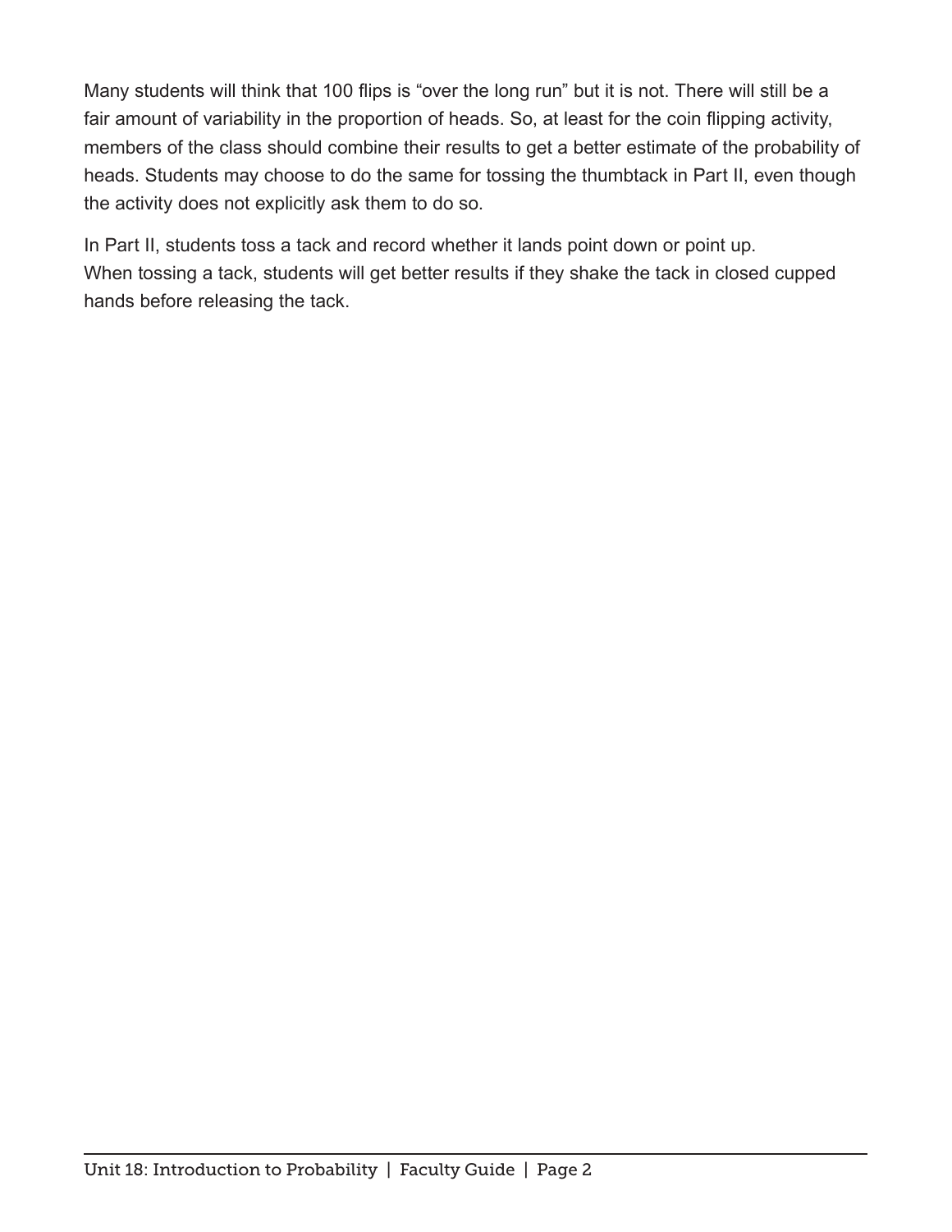Many students will think that 100 flips is "over the long run" but it is not. There will still be a fair amount of variability in the proportion of heads. So, at least for the coin flipping activity, members of the class should combine their results to get a better estimate of the probability of heads. Students may choose to do the same for tossing the thumbtack in Part II, even though the activity does not explicitly ask them to do so.

In Part II, students toss a tack and record whether it lands point down or point up. When tossing a tack, students will get better results if they shake the tack in closed cupped hands before releasing the tack.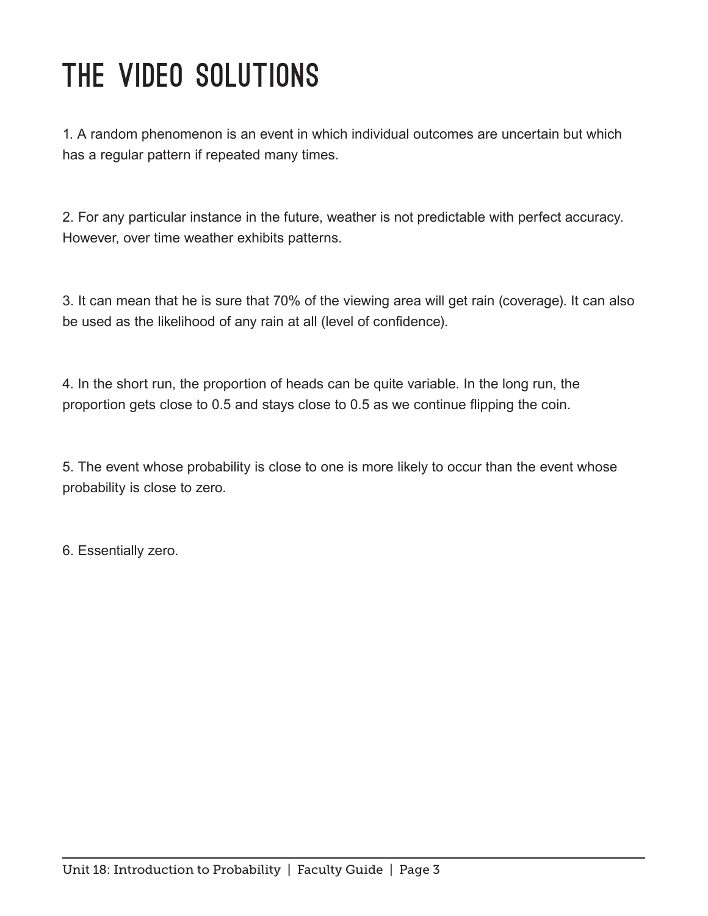# THE VIDEO SOLUTIONS

1. A random phenomenon is an event in which individual outcomes are uncertain but which has a regular pattern if repeated many times.

2. For any particular instance in the future, weather is not predictable with perfect accuracy. However, over time weather exhibits patterns.

3. It can mean that he is sure that 70% of the viewing area will get rain (coverage). It can also be used as the likelihood of any rain at all (level of confidence).

4. In the short run, the proportion of heads can be quite variable. In the long run, the proportion gets close to 0.5 and stays close to 0.5 as we continue flipping the coin.

5. The event whose probability is close to one is more likely to occur than the event whose probability is close to zero.

6. Essentially zero.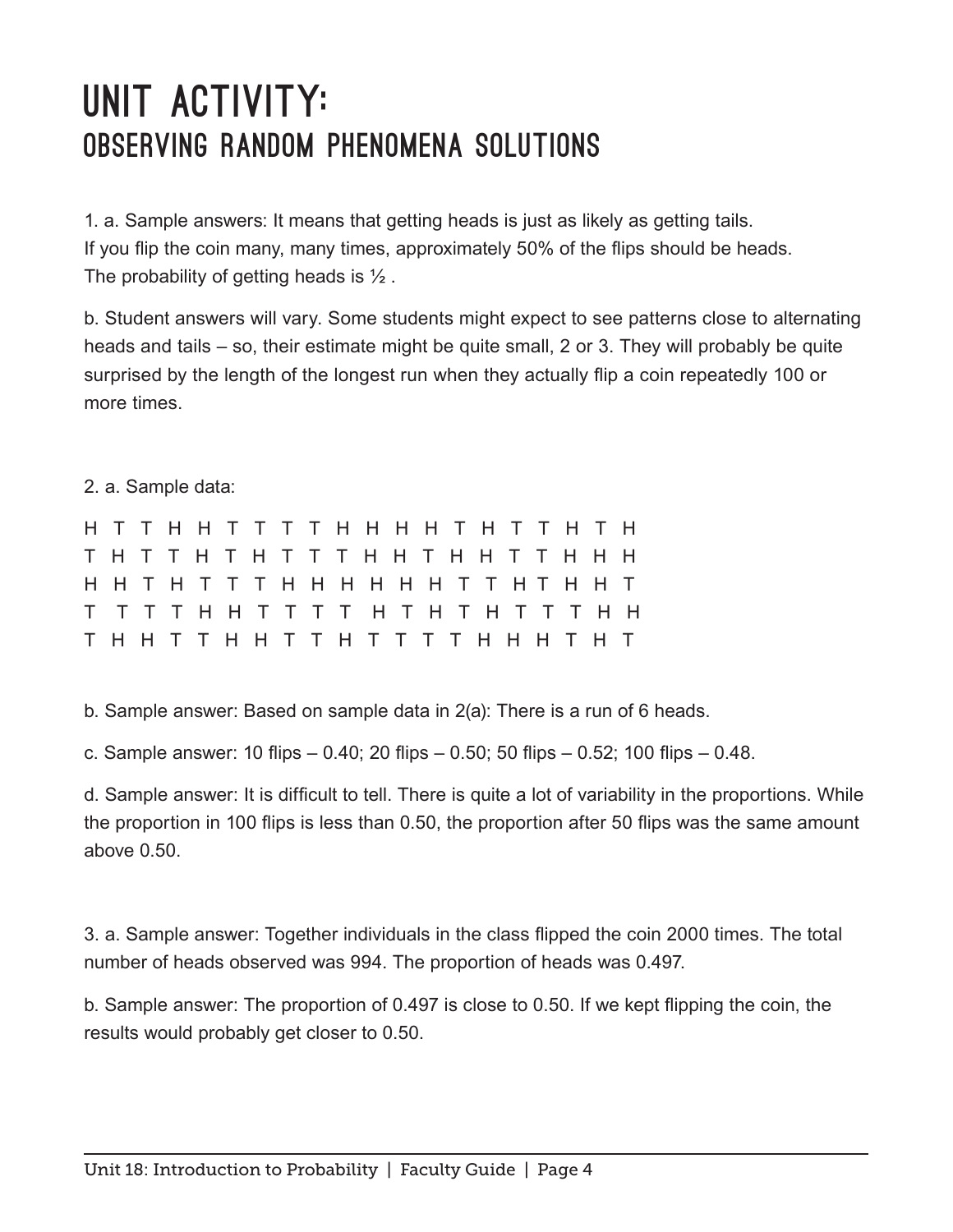# UNIT ACTIVITY:
## OBSERVING RANDOM PHENOMENA SOLUTIONS

1. a. Sample answers: It means that getting heads is just as likely as getting tails. If you flip the coin many, many times, approximately 50% of the flips should be heads. The probability of getting heads is ½ .

b. Student answers will vary. Some students might expect to see patterns close to alternating heads and tails – so, their estimate might be quite small, 2 or 3. They will probably be quite surprised by the length of the longest run when they actually flip a coin repeatedly 100 or more times.

2. a. Sample data:

```
H T T H H T T T T H H H H T H T T H T H
T H T T H T H T T T H H T H H T T H H H
H H T H T T T H H H H H H T T H T H H T
T T T T H H T T T T H T H T H T T T H H
T H H T T H H T T H T T T T H H H T H T
```

b. Sample answer: Based on sample data in 2(a): There is a run of 6 heads.

c. Sample answer: 10 flips – 0.40; 20 flips – 0.50; 50 flips – 0.52; 100 flips – 0.48.

d. Sample answer: It is difficult to tell. There is quite a lot of variability in the proportions. While the proportion in 100 flips is less than 0.50, the proportion after 50 flips was the same amount above 0.50.

3. a. Sample answer: Together individuals in the class flipped the coin 2000 times. The total number of heads observed was 994. The proportion of heads was 0.497.

b. Sample answer: The proportion of 0.497 is close to 0.50. If we kept flipping the coin, the results would probably get closer to 0.50.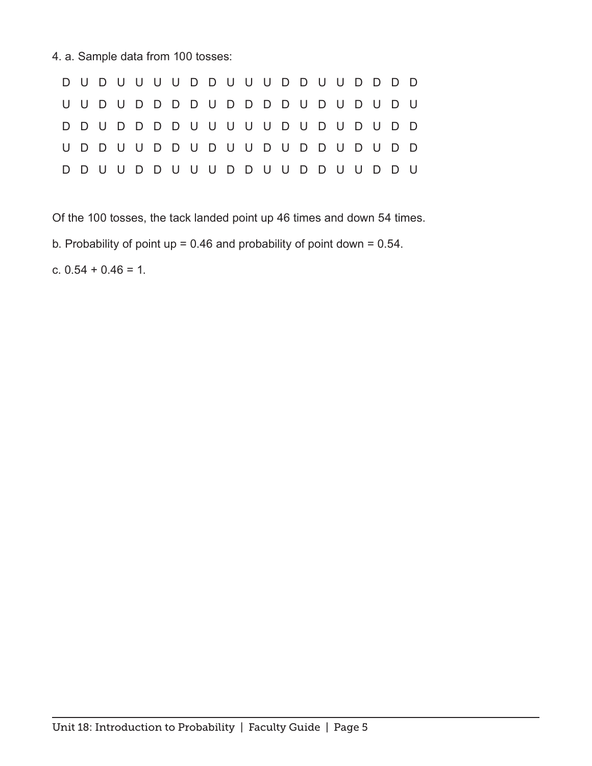4. a. Sample data from 100 tosses:

```
D U D U U U U D D U U U D D U U D D D D
U U D U D D D D U D D D D U D U D U D U
D D U D D D D U U U U U D U D U D U D D
U D D U U D D U D U U D U D D U D U D D
D D U U D D U U U D D U U D D U U D D U
```

Of the 100 tosses, the tack landed point up 46 times and down 54 times.

b. Probability of point up = 0.46 and probability of point down = 0.54.

c. 0.54 + 0.46 = 1.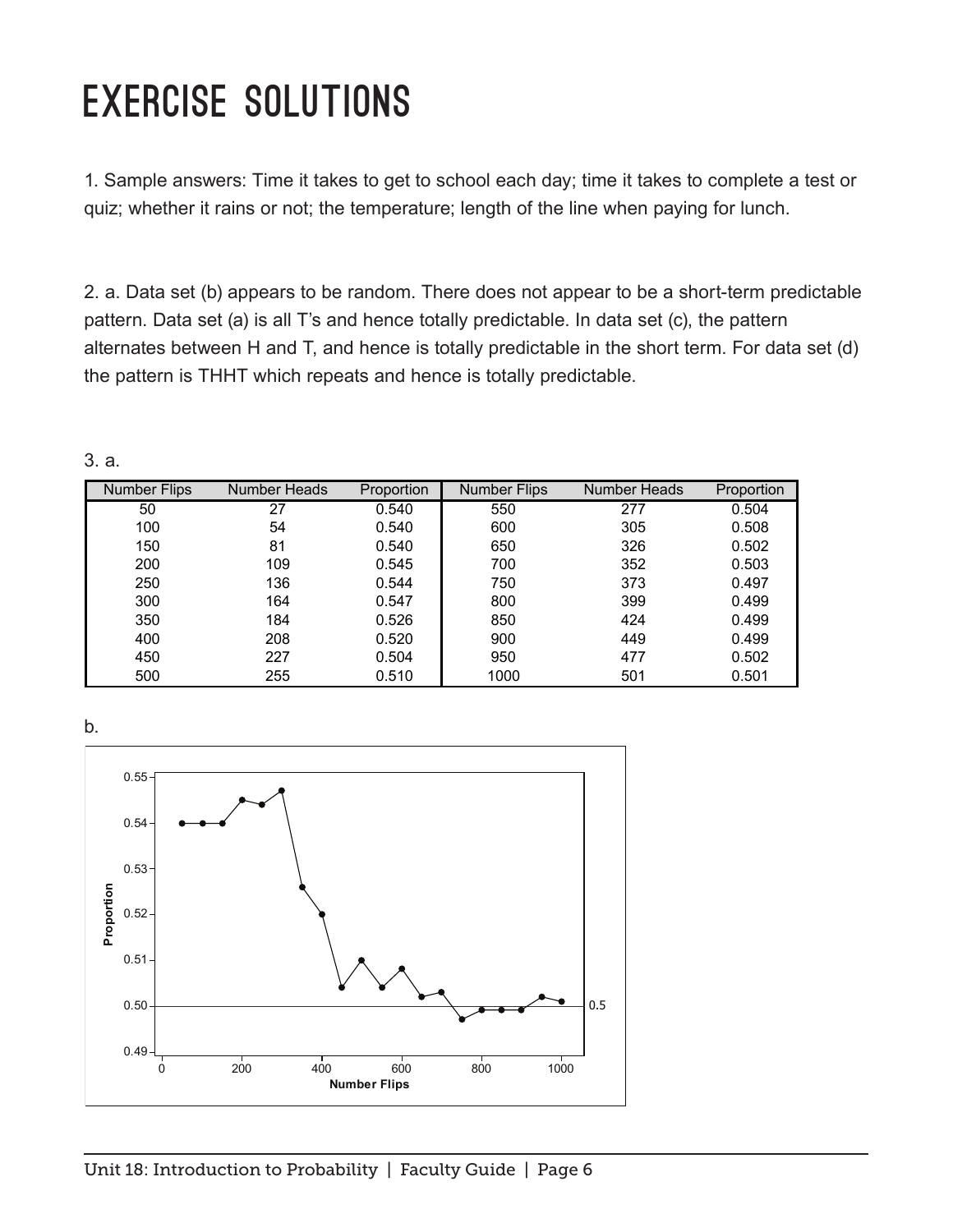# EXERCISE SOLUTIONS

1. Sample answers: Time it takes to get to school each day; time it takes to complete a test or quiz; whether it rains or not; the temperature; length of the line when paying for lunch.

2. a. Data set (b) appears to be random. There does not appear to be a short-term predictable pattern. Data set (a) is all T's and hence totally predictable. In data set (c), the pattern alternates between H and T, and hence is totally predictable in the short term. For data set (d) the pattern is THHT which repeats and hence is totally predictable.

3. a.

| Number Flips | Number Heads | Proportion | Number Flips | Number Heads | Proportion |
|---|---|---|---|---|---|
| 50 | 27 | 0.540 | 550 | 277 | 0.504 |
| 100 | 54 | 0.540 | 600 | 305 | 0.508 |
| 150 | 81 | 0.540 | 650 | 326 | 0.502 |
| 200 | 109 | 0.545 | 700 | 352 | 0.503 |
| 250 | 136 | 0.544 | 750 | 373 | 0.497 |
| 300 | 164 | 0.547 | 800 | 399 | 0.499 |
| 350 | 184 | 0.526 | 850 | 424 | 0.499 |
| 400 | 208 | 0.520 | 900 | 449 | 0.499 |
| 450 | 227 | 0.504 | 950 | 477 | 0.502 |
| 500 | 255 | 0.510 | 1000 | 501 | 0.501 |

b.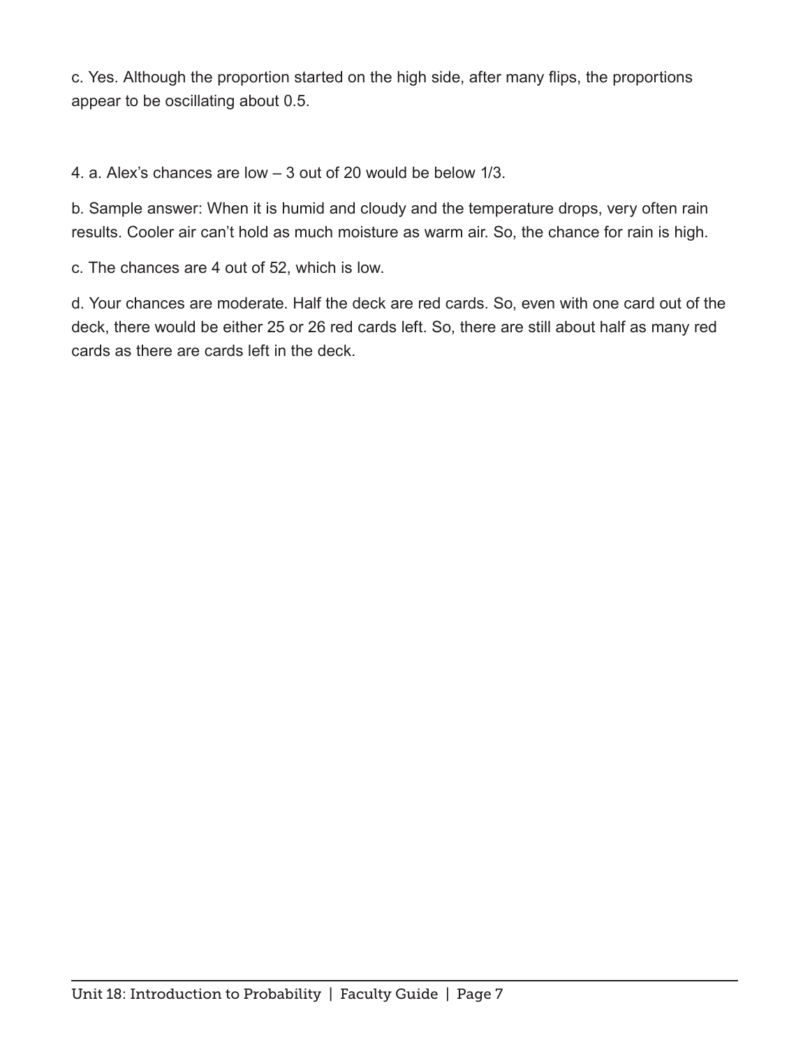c. Yes. Although the proportion started on the high side, after many flips, the proportions appear to be oscillating about 0.5.

4. a. Alex's chances are low – 3 out of 20 would be below 1/3.

b. Sample answer: When it is humid and cloudy and the temperature drops, very often rain results. Cooler air can't hold as much moisture as warm air. So, the chance for rain is high.

c. The chances are 4 out of 52, which is low.

d. Your chances are moderate. Half the deck are red cards. So, even with one card out of the deck, there would be either 25 or 26 red cards left. So, there are still about half as many red cards as there are cards left in the deck.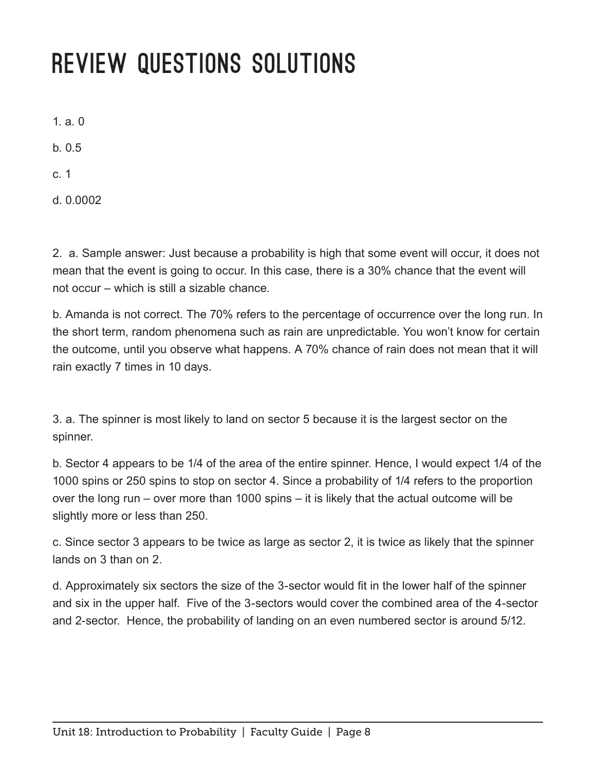# Review Questions Solutions

1. a. 0

b. 0.5

c. 1

d. 0.0002

2. a. Sample answer: Just because a probability is high that some event will occur, it does not mean that the event is going to occur. In this case, there is a 30% chance that the event will not occur – which is still a sizable chance.

b. Amanda is not correct. The 70% refers to the percentage of occurrence over the long run. In the short term, random phenomena such as rain are unpredictable. You won't know for certain the outcome, until you observe what happens. A 70% chance of rain does not mean that it will rain exactly 7 times in 10 days.

3. a. The spinner is most likely to land on sector 5 because it is the largest sector on the spinner.

b. Sector 4 appears to be 1/4 of the area of the entire spinner. Hence, I would expect 1/4 of the 1000 spins or 250 spins to stop on sector 4. Since a probability of 1/4 refers to the proportion over the long run – over more than 1000 spins – it is likely that the actual outcome will be slightly more or less than 250.

c. Since sector 3 appears to be twice as large as sector 2, it is twice as likely that the spinner lands on 3 than on 2.

d. Approximately six sectors the size of the 3-sector would fit in the lower half of the spinner and six in the upper half. Five of the 3-sectors would cover the combined area of the 4-sector and 2-sector. Hence, the probability of landing on an even numbered sector is around 5/12.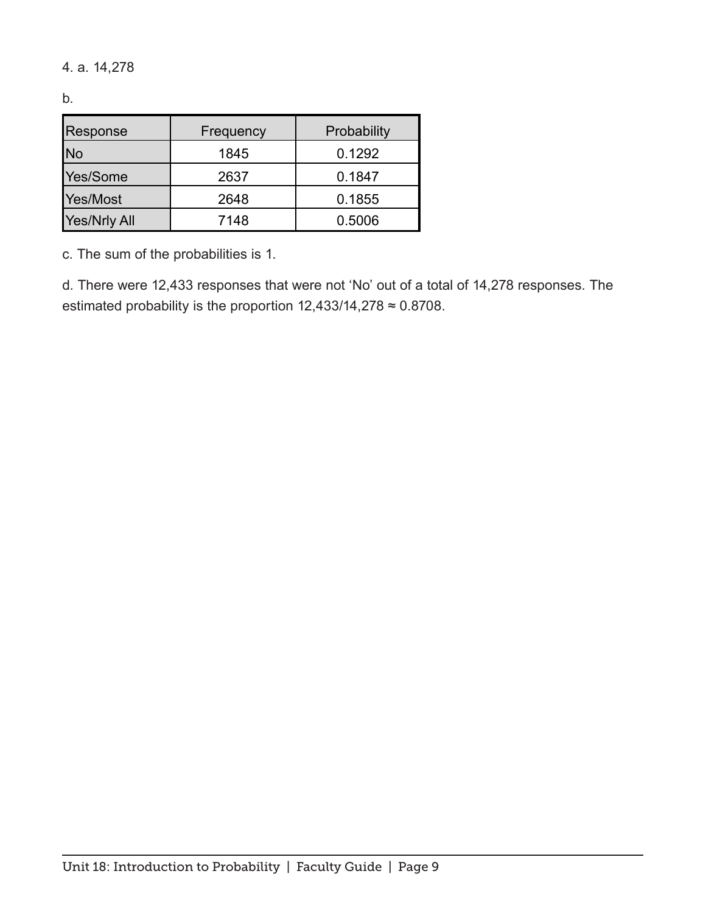4. a. 14,278

b.

| Response | Frequency | Probability |
|---|---|---|
| No | 1845 | 0.1292 |
| Yes/Some | 2637 | 0.1847 |
| Yes/Most | 2648 | 0.1855 |
| Yes/Nrly All | 7148 | 0.5006 |

c. The sum of the probabilities is 1.

d. There were 12,433 responses that were not 'No' out of a total of 14,278 responses. The estimated probability is the proportion $12{,}433/14{,}278 \approx 0.8708$.